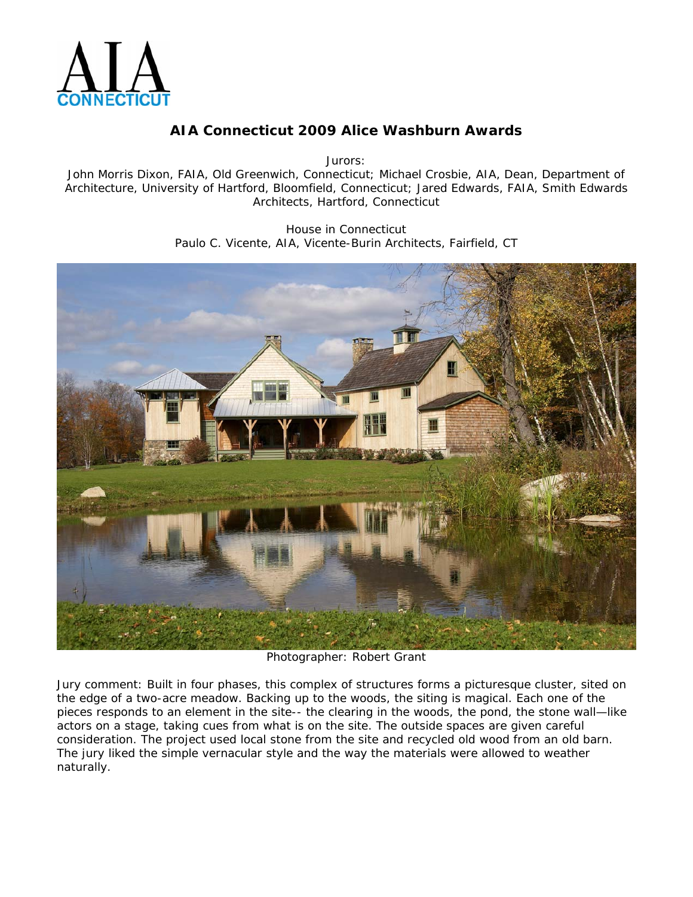# AIA Connecticut 2009 Alice Washburn Awards

Jurors:
John Morris Dixon, FAIA, Old Greenwich, Connecticut; Michael Crosbie, AIA, Dean, Department of Architecture, University of Hartford, Bloomfield, Connecticut; Jared Edwards, FAIA, Smith Edwards Architects, Hartford, Connecticut

House in Connecticut
Paulo C. Vicente, AIA, Vicente-Burin Architects, Fairfield, CT

Photographer: Robert Grant

Jury comment: Built in four phases, this complex of structures forms a picturesque cluster, sited on the edge of a two-acre meadow. Backing up to the woods, the siting is magical. Each one of the pieces responds to an element in the site-- the clearing in the woods, the pond, the stone wall—like actors on a stage, taking cues from what is on the site. The outside spaces are given careful consideration. The project used local stone from the site and recycled old wood from an old barn. The jury liked the simple vernacular style and the way the materials were allowed to weather naturally.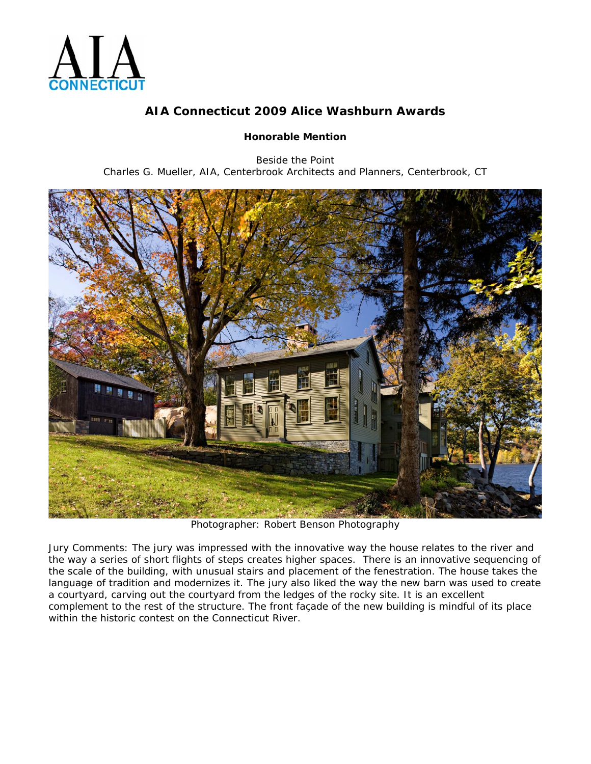# AIA Connecticut 2009 Alice Washburn Awards

**Honorable Mention**

Beside the Point
Charles G. Mueller, AIA, Centerbrook Architects and Planners, Centerbrook, CT

Photographer: Robert Benson Photography

Jury Comments: The jury was impressed with the innovative way the house relates to the river and the way a series of short flights of steps creates higher spaces. There is an innovative sequencing of the scale of the building, with unusual stairs and placement of the fenestration. The house takes the language of tradition and modernizes it. The jury also liked the way the new barn was used to create a courtyard, carving out the courtyard from the ledges of the rocky site. It is an excellent complement to the rest of the structure. The front façade of the new building is mindful of its place within the historic contest on the Connecticut River.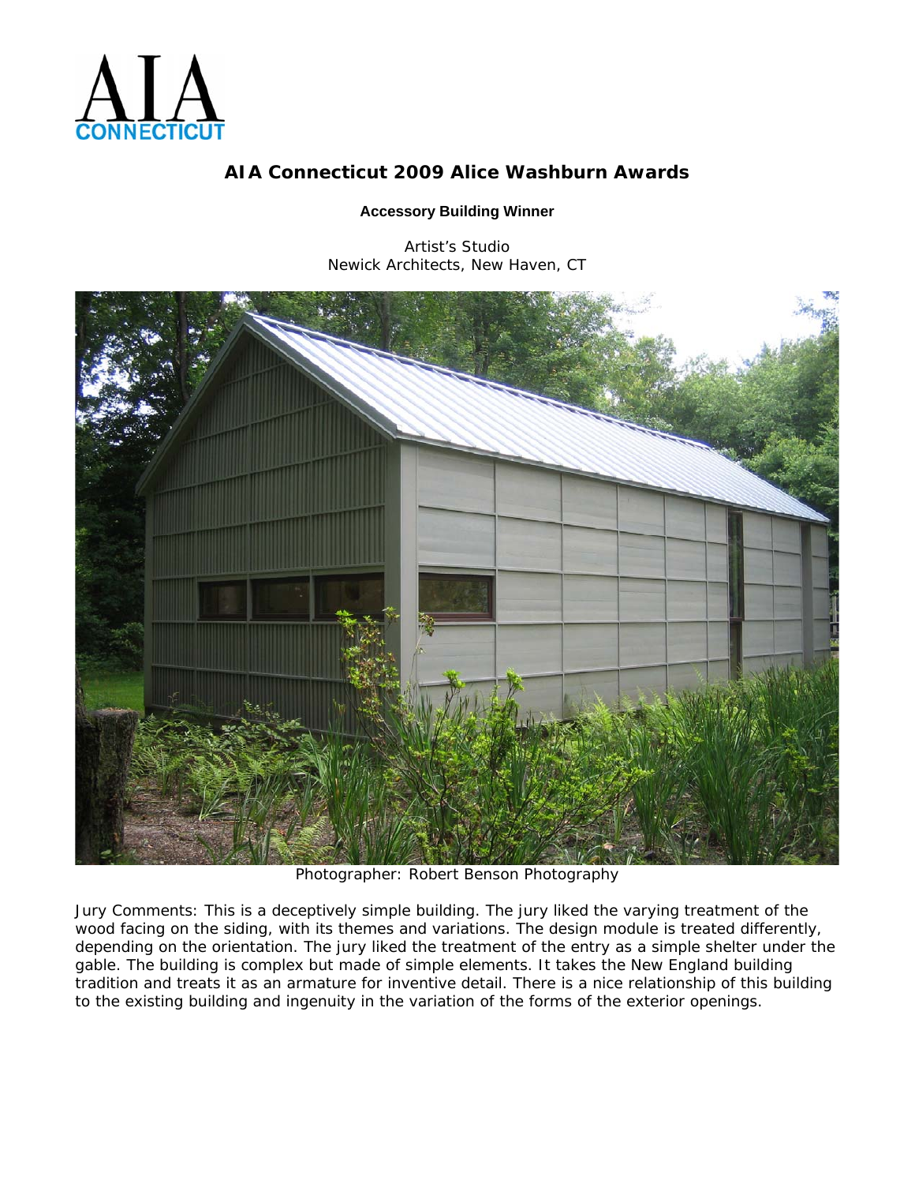# AIA Connecticut 2009 Alice Washburn Awards

**Accessory Building Winner**

Artist's Studio
Newick Architects, New Haven, CT

Photographer: Robert Benson Photography

Jury Comments: This is a deceptively simple building. The jury liked the varying treatment of the wood facing on the siding, with its themes and variations. The design module is treated differently, depending on the orientation. The jury liked the treatment of the entry as a simple shelter under the gable. The building is complex but made of simple elements. It takes the New England building tradition and treats it as an armature for inventive detail. There is a nice relationship of this building to the existing building and ingenuity in the variation of the forms of the exterior openings.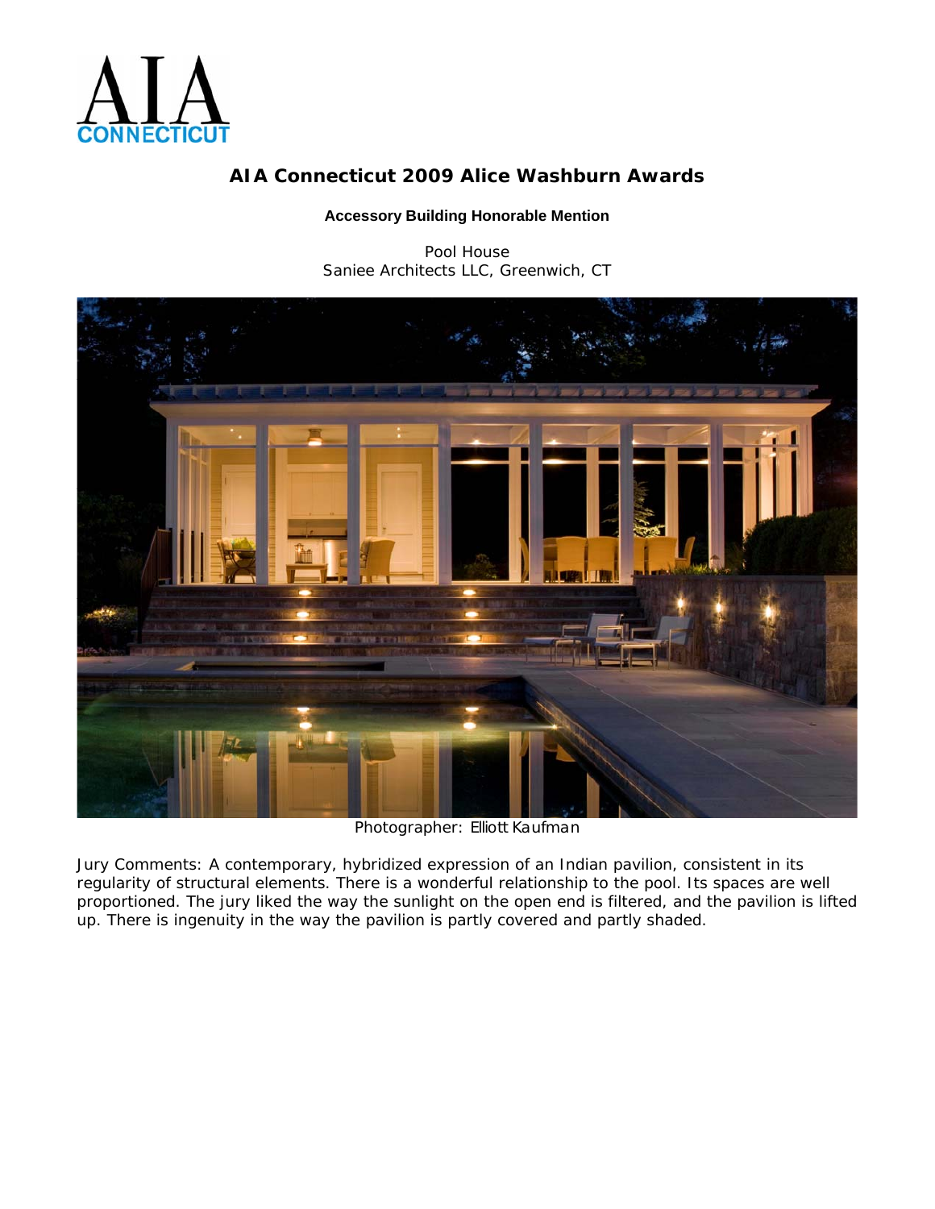AIA CONNECTICUT

# AIA Connecticut 2009 Alice Washburn Awards

**Accessory Building Honorable Mention**

Pool House
Saniee Architects LLC, Greenwich, CT

Photographer: *Elliott Kaufman*

Jury Comments: A contemporary, hybridized expression of an Indian pavilion, consistent in its regularity of structural elements. There is a wonderful relationship to the pool. Its spaces are well proportioned. The jury liked the way the sunlight on the open end is filtered, and the pavilion is lifted up. There is ingenuity in the way the pavilion is partly covered and partly shaded.